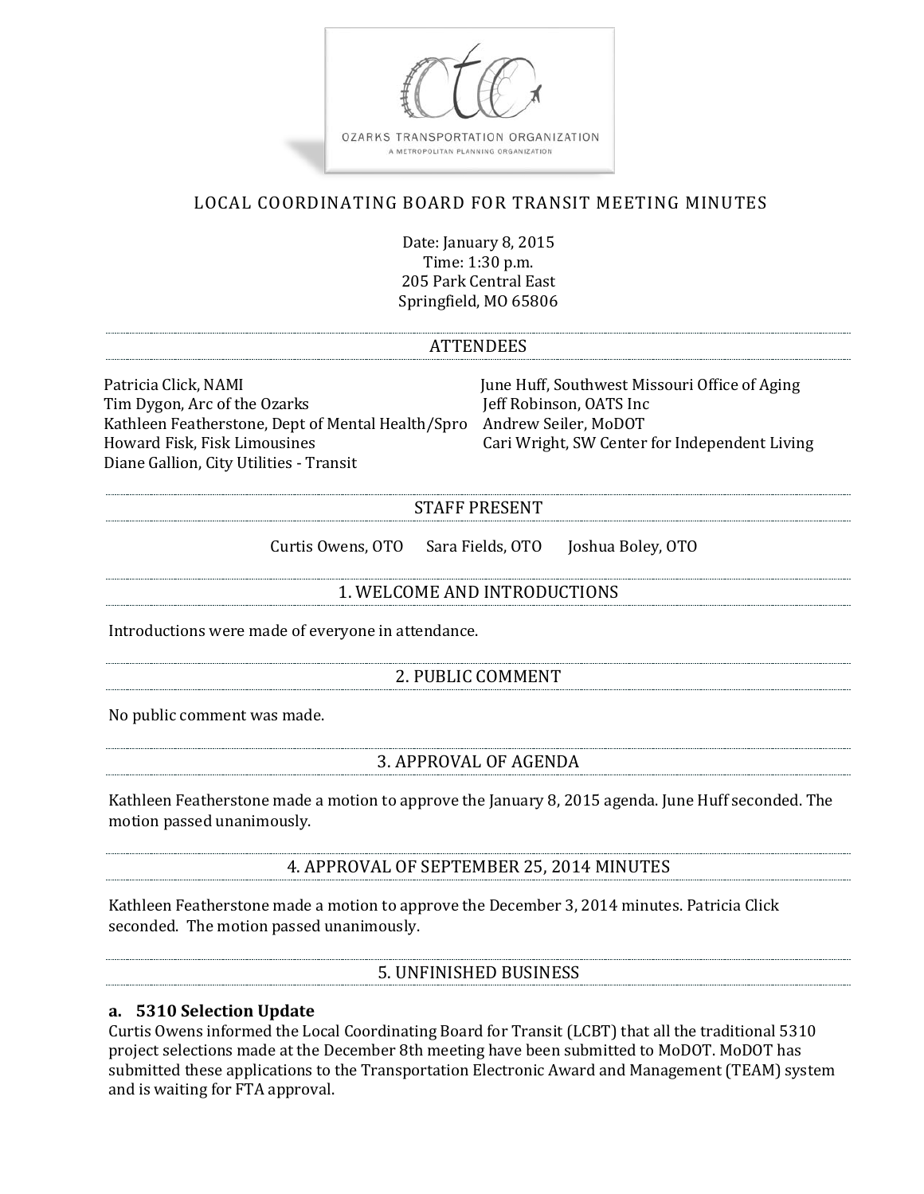OZARKS TRANSPORTATION ORGANIZATION

A METROPOLITAN PLANNING ORGANIZATION

# LOCAL COORDINATING BOARD FOR TRANSIT MEETING MINUTES

Date: January 8, 2015
Time: 1:30 p.m.
205 Park Central East
Springfield, MO 65806

## ATTENDEES

Patricia Click, NAMI
Tim Dygon, Arc of the Ozarks
Kathleen Featherstone, Dept of Mental Health/Spro
Howard Fisk, Fisk Limousines
Diane Gallion, City Utilities - Transit
June Huff, Southwest Missouri Office of Aging
Jeff Robinson, OATS Inc
Andrew Seiler, MoDOT
Cari Wright, SW Center for Independent Living

## STAFF PRESENT

Curtis Owens, OTO Sara Fields, OTO Joshua Boley, OTO

## 1. WELCOME AND INTRODUCTIONS

Introductions were made of everyone in attendance.

## 2. PUBLIC COMMENT

No public comment was made.

## 3. APPROVAL OF AGENDA

Kathleen Featherstone made a motion to approve the January 8, 2015 agenda. June Huff seconded. The motion passed unanimously.

## 4. APPROVAL OF SEPTEMBER 25, 2014 MINUTES

Kathleen Featherstone made a motion to approve the December 3, 2014 minutes. Patricia Click seconded. The motion passed unanimously.

## 5. UNFINISHED BUSINESS

### a. 5310 Selection Update

Curtis Owens informed the Local Coordinating Board for Transit (LCBT) that all the traditional 5310 project selections made at the December 8th meeting have been submitted to MoDOT. MoDOT has submitted these applications to the Transportation Electronic Award and Management (TEAM) system and is waiting for FTA approval.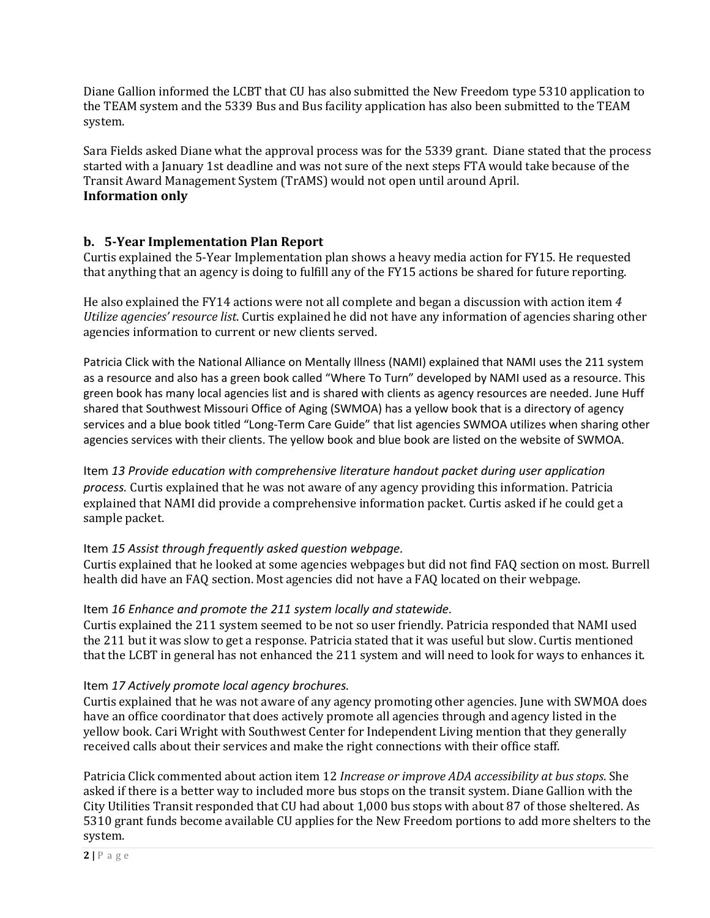Diane Gallion informed the LCBT that CU has also submitted the New Freedom type 5310 application to the TEAM system and the 5339 Bus and Bus facility application has also been submitted to the TEAM system.

Sara Fields asked Diane what the approval process was for the 5339 grant. Diane stated that the process started with a January 1st deadline and was not sure of the next steps FTA would take because of the Transit Award Management System (TrAMS) would not open until around April.
**Information only**

### b. 5-Year Implementation Plan Report

Curtis explained the 5-Year Implementation plan shows a heavy media action for FY15. He requested that anything that an agency is doing to fulfill any of the FY15 actions be shared for future reporting.

He also explained the FY14 actions were not all complete and began a discussion with action item *4 Utilize agencies' resource list*. Curtis explained he did not have any information of agencies sharing other agencies information to current or new clients served.

Patricia Click with the National Alliance on Mentally Illness (NAMI) explained that NAMI uses the 211 system as a resource and also has a green book called "Where To Turn" developed by NAMI used as a resource. This green book has many local agencies list and is shared with clients as agency resources are needed. June Huff shared that Southwest Missouri Office of Aging (SWMOA) has a yellow book that is a directory of agency services and a blue book titled "Long-Term Care Guide" that list agencies SWMOA utilizes when sharing other agencies services with their clients. The yellow book and blue book are listed on the website of SWMOA.

Item *13 Provide education with comprehensive literature handout packet during user application process.* Curtis explained that he was not aware of any agency providing this information. Patricia explained that NAMI did provide a comprehensive information packet. Curtis asked if he could get a sample packet.

Item *15 Assist through frequently asked question webpage.*
Curtis explained that he looked at some agencies webpages but did not find FAQ section on most. Burrell health did have an FAQ section. Most agencies did not have a FAQ located on their webpage.

Item *16 Enhance and promote the 211 system locally and statewide.*
Curtis explained the 211 system seemed to be not so user friendly. Patricia responded that NAMI used the 211 but it was slow to get a response. Patricia stated that it was useful but slow. Curtis mentioned that the LCBT in general has not enhanced the 211 system and will need to look for ways to enhances it.

Item *17 Actively promote local agency brochures.*
Curtis explained that he was not aware of any agency promoting other agencies. June with SWMOA does have an office coordinator that does actively promote all agencies through and agency listed in the yellow book. Cari Wright with Southwest Center for Independent Living mention that they generally received calls about their services and make the right connections with their office staff.

Patricia Click commented about action item 12 *Increase or improve ADA accessibility at bus stops.* She asked if there is a better way to included more bus stops on the transit system. Diane Gallion with the City Utilities Transit responded that CU had about 1,000 bus stops with about 87 of those sheltered. As 5310 grant funds become available CU applies for the New Freedom portions to add more shelters to the system.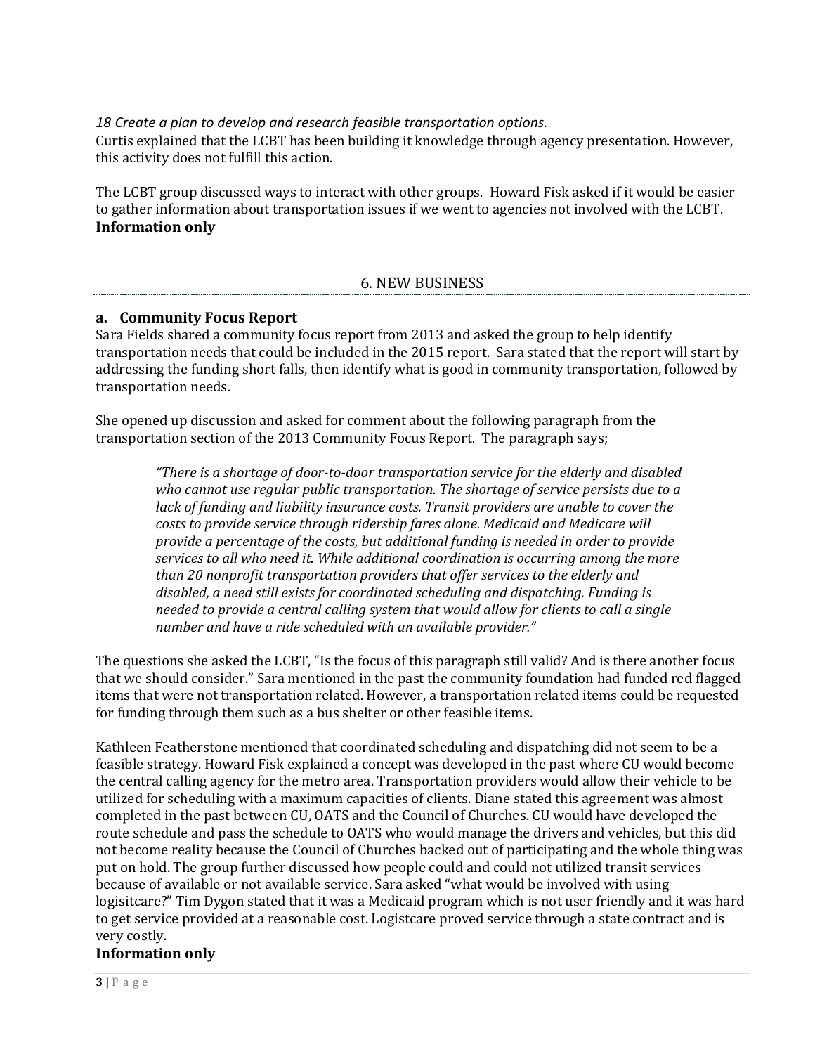*18 Create a plan to develop and research feasible transportation options.*

Curtis explained that the LCBT has been building it knowledge through agency presentation. However, this activity does not fulfill this action.

The LCBT group discussed ways to interact with other groups. Howard Fisk asked if it would be easier to gather information about transportation issues if we went to agencies not involved with the LCBT.

**Information only**

## 6. NEW BUSINESS

### a. Community Focus Report

Sara Fields shared a community focus report from 2013 and asked the group to help identify transportation needs that could be included in the 2015 report. Sara stated that the report will start by addressing the funding short falls, then identify what is good in community transportation, followed by transportation needs.

She opened up discussion and asked for comment about the following paragraph from the transportation section of the 2013 Community Focus Report. The paragraph says;

> *"There is a shortage of door-to-door transportation service for the elderly and disabled who cannot use regular public transportation. The shortage of service persists due to a lack of funding and liability insurance costs. Transit providers are unable to cover the costs to provide service through ridership fares alone. Medicaid and Medicare will provide a percentage of the costs, but additional funding is needed in order to provide services to all who need it. While additional coordination is occurring among the more than 20 nonprofit transportation providers that offer services to the elderly and disabled, a need still exists for coordinated scheduling and dispatching. Funding is needed to provide a central calling system that would allow for clients to call a single number and have a ride scheduled with an available provider."*

The questions she asked the LCBT, "Is the focus of this paragraph still valid? And is there another focus that we should consider." Sara mentioned in the past the community foundation had funded red flagged items that were not transportation related. However, a transportation related items could be requested for funding through them such as a bus shelter or other feasible items.

Kathleen Featherstone mentioned that coordinated scheduling and dispatching did not seem to be a feasible strategy. Howard Fisk explained a concept was developed in the past where CU would become the central calling agency for the metro area. Transportation providers would allow their vehicle to be utilized for scheduling with a maximum capacities of clients. Diane stated this agreement was almost completed in the past between CU, OATS and the Council of Churches. CU would have developed the route schedule and pass the schedule to OATS who would manage the drivers and vehicles, but this did not become reality because the Council of Churches backed out of participating and the whole thing was put on hold. The group further discussed how people could and could not utilized transit services because of available or not available service. Sara asked "what would be involved with using logisitcare?" Tim Dygon stated that it was a Medicaid program which is not user friendly and it was hard to get service provided at a reasonable cost. Logistcare proved service through a state contract and is very costly.

**Information only**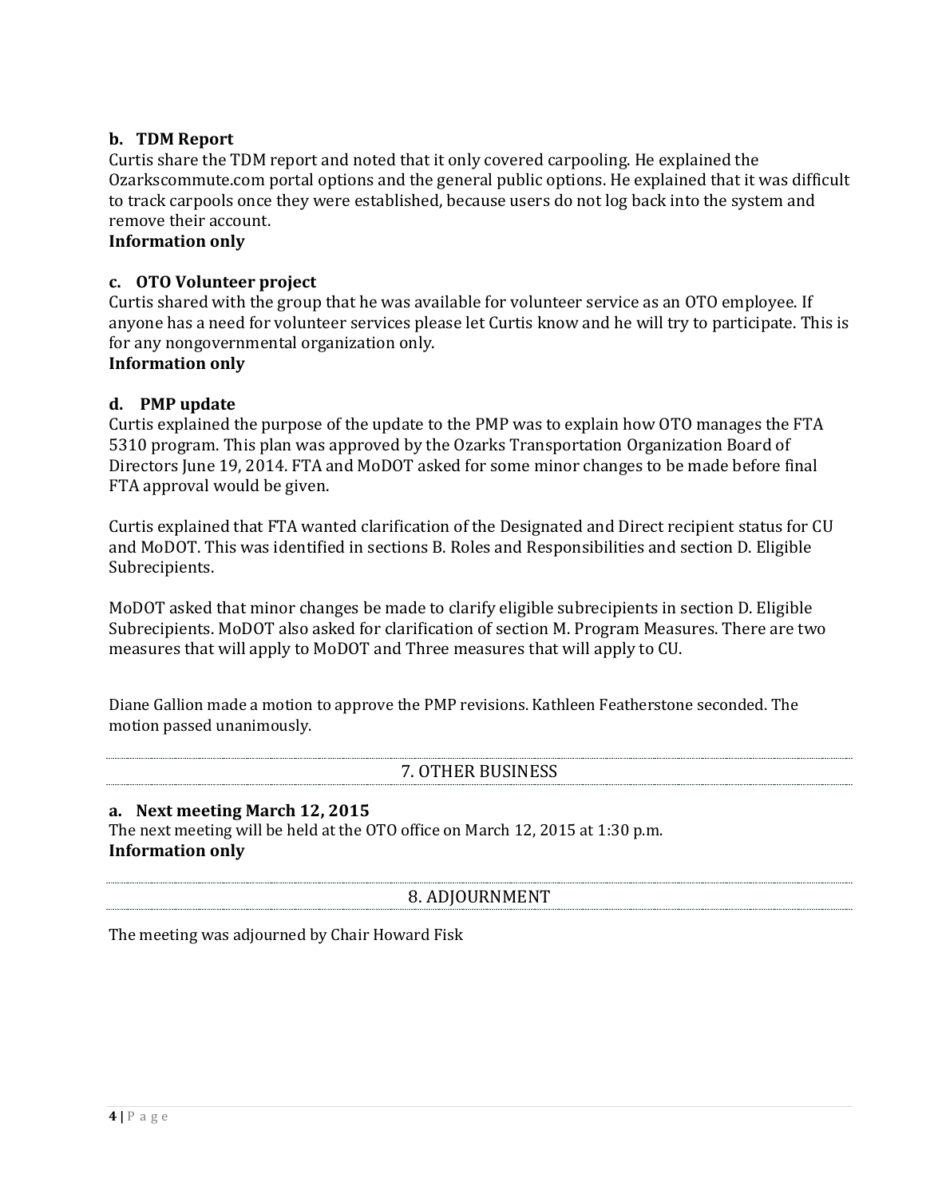### b. TDM Report

Curtis share the TDM report and noted that it only covered carpooling. He explained the Ozarkscommute.com portal options and the general public options. He explained that it was difficult to track carpools once they were established, because users do not log back into the system and remove their account.

**Information only**

### c. OTO Volunteer project

Curtis shared with the group that he was available for volunteer service as an OTO employee. If anyone has a need for volunteer services please let Curtis know and he will try to participate. This is for any nongovernmental organization only.

**Information only**

### d. PMP update

Curtis explained the purpose of the update to the PMP was to explain how OTO manages the FTA 5310 program. This plan was approved by the Ozarks Transportation Organization Board of Directors June 19, 2014. FTA and MoDOT asked for some minor changes to be made before final FTA approval would be given.

Curtis explained that FTA wanted clarification of the Designated and Direct recipient status for CU and MoDOT. This was identified in sections B. Roles and Responsibilities and section D. Eligible Subrecipients.

MoDOT asked that minor changes be made to clarify eligible subrecipients in section D. Eligible Subrecipients. MoDOT also asked for clarification of section M. Program Measures. There are two measures that will apply to MoDOT and Three measures that will apply to CU.

Diane Gallion made a motion to approve the PMP revisions. Kathleen Featherstone seconded. The motion passed unanimously.

## 7. OTHER BUSINESS

### a. Next meeting March 12, 2015

The next meeting will be held at the OTO office on March 12, 2015 at 1:30 p.m.

**Information only**

## 8. ADJOURNMENT

The meeting was adjourned by Chair Howard Fisk